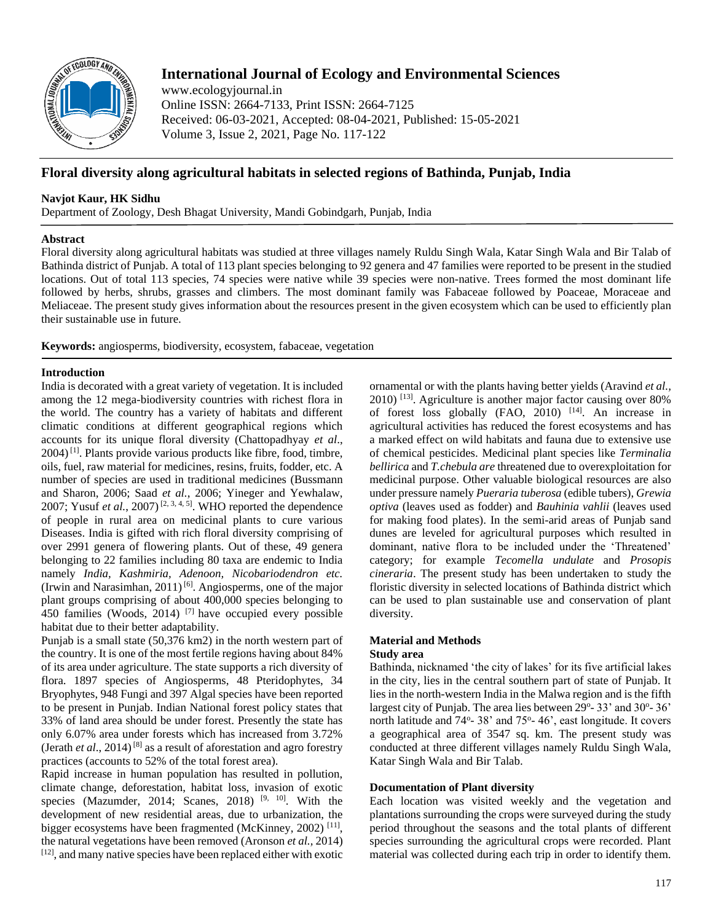# Floral diversity along agricultural habitats in selected regions of Bathinda, Punjab, India

**Navjot Kaur, HK Sidhu**

Department of Zoology, Desh Bhagat University, Mandi Gobindgarh, Punjab, India

## Abstract

Floral diversity along agricultural habitats was studied at three villages namely Ruldu Singh Wala, Katar Singh Wala and Bir Talab of Bathinda district of Punjab. A total of 113 plant species belonging to 92 genera and 47 families were reported to be present in the studied locations. Out of total 113 species, 74 species were native while 39 species were non-native. Trees formed the most dominant life followed by herbs, shrubs, grasses and climbers. The most dominant family was Fabaceae followed by Poaceae, Moraceae and Meliaceae. The present study gives information about the resources present in the given ecosystem which can be used to efficiently plan their sustainable use in future.

**Keywords:** angiosperms, biodiversity, ecosystem, fabaceae, vegetation

## Introduction

India is decorated with a great variety of vegetation. It is included among the 12 mega-biodiversity countries with richest flora in the world. The country has a variety of habitats and different climatic conditions at different geographical regions which accounts for its unique floral diversity (Chattopadhyay *et al*., 2004) [1]. Plants provide various products like fibre, food, timbre, oils, fuel, raw material for medicines, resins, fruits, fodder, etc. A number of species are used in traditional medicines (Bussmann and Sharon, 2006; Saad *et al.*, 2006; Yineger and Yewhalaw, 2007; Yusuf *et al.*, 2007) [2, 3, 4, 5]. WHO reported the dependence of people in rural area on medicinal plants to cure various Diseases. India is gifted with rich floral diversity comprising of over 2991 genera of flowering plants. Out of these, 49 genera belonging to 22 families including 80 taxa are endemic to India namely *India*, *Kashmiria*, *Adenoon*, *Nicobariodendron etc.* (Irwin and Narasimhan, 2011) [6]. Angiosperms, one of the major plant groups comprising of about 400,000 species belonging to 450 families (Woods, 2014) [7] have occupied every possible habitat due to their better adaptability.

Punjab is a small state (50,376 km2) in the north western part of the country. It is one of the most fertile regions having about 84% of its area under agriculture. The state supports a rich diversity of flora. 1897 species of Angiosperms, 48 Pteridophytes, 34 Bryophytes, 948 Fungi and 397 Algal species have been reported to be present in Punjab. Indian National forest policy states that 33% of land area should be under forest. Presently the state has only 6.07% area under forests which has increased from 3.72% (Jerath *et al*., 2014) [8] as a result of aforestation and agro forestry practices (accounts to 52% of the total forest area).

Rapid increase in human population has resulted in pollution, climate change, deforestation, habitat loss, invasion of exotic species (Mazumder, 2014; Scanes, 2018) [9, 10]. With the development of new residential areas, due to urbanization, the bigger ecosystems have been fragmented (McKinney, 2002) [11], the natural vegetations have been removed (Aronson *et al.,* 2014) [12], and many native species have been replaced either with exotic ornamental or with the plants having better yields (Aravind *et al.*, 2010) [13]. Agriculture is another major factor causing over 80% of forest loss globally (FAO, 2010) [14]. An increase in agricultural activities has reduced the forest ecosystems and has a marked effect on wild habitats and fauna due to extensive use of chemical pesticides. Medicinal plant species like *Terminalia bellirica* and *T.chebula are* threatened due to overexploitation for medicinal purpose. Other valuable biological resources are also under pressure namely *Pueraria tuberosa* (edible tubers), *Grewia optiva* (leaves used as fodder) and *Bauhinia vahlii* (leaves used for making food plates). In the semi-arid areas of Punjab sand dunes are leveled for agricultural purposes which resulted in dominant, native flora to be included under the 'Threatened' category; for example *Tecomella undulate* and *Prosopis cineraria*. The present study has been undertaken to study the floristic diversity in selected locations of Bathinda district which can be used to plan sustainable use and conservation of plant diversity.

## Material and Methods

### Study area

Bathinda, nicknamed 'the city of lakes' for its five artificial lakes in the city, lies in the central southern part of state of Punjab. It lies in the north-western India in the Malwa region and is the fifth largest city of Punjab. The area lies between 29°- 33' and 30°- 36' north latitude and 74°- 38' and 75°- 46', east longitude. It covers a geographical area of 3547 sq. km. The present study was conducted at three different villages namely Ruldu Singh Wala, Katar Singh Wala and Bir Talab.

### Documentation of Plant diversity

Each location was visited weekly and the vegetation and plantations surrounding the crops were surveyed during the study period throughout the seasons and the total plants of different species surrounding the agricultural crops were recorded. Plant material was collected during each trip in order to identify them.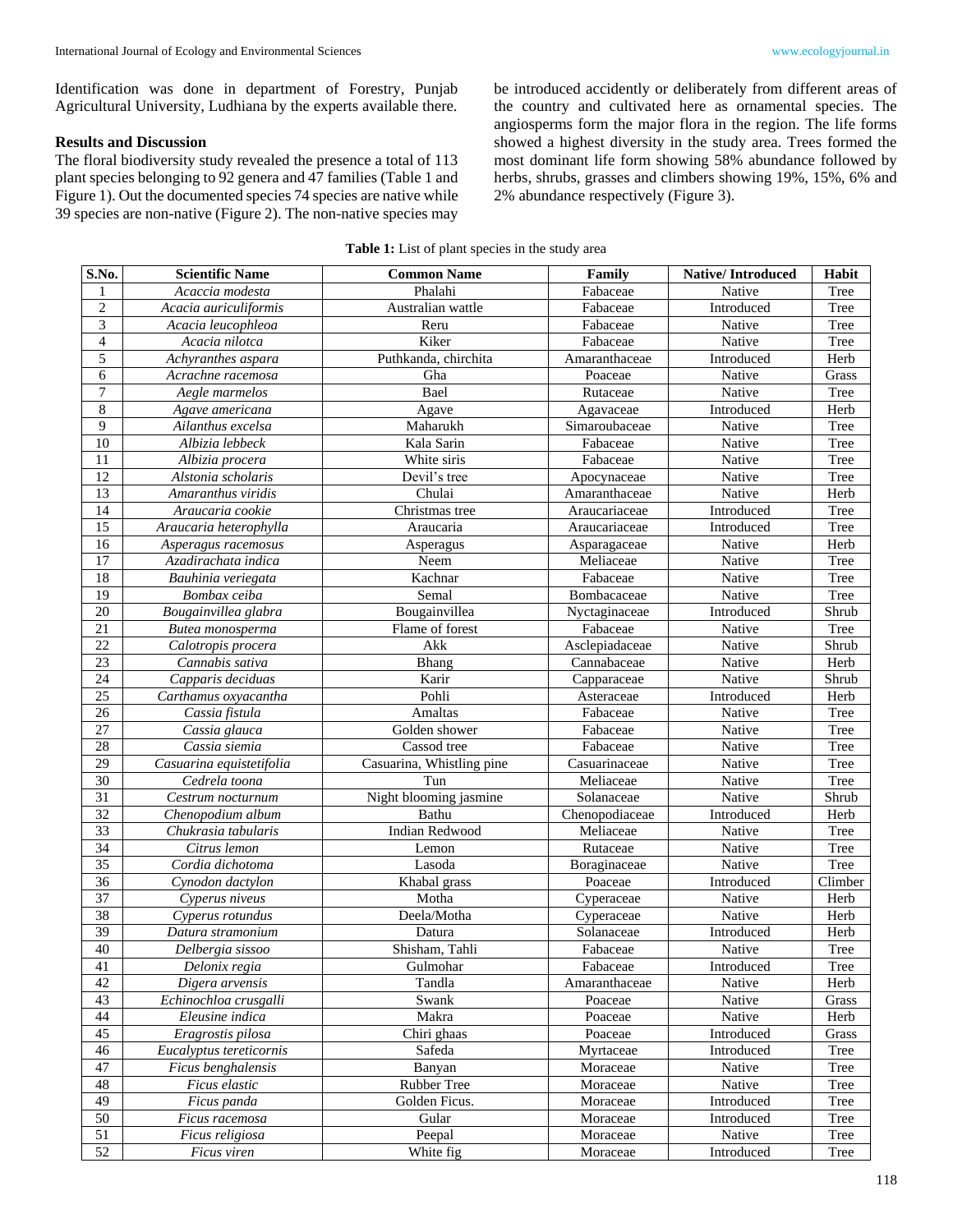Identification was done in department of Forestry, Punjab Agricultural University, Ludhiana by the experts available there.

## Results and Discussion

The floral biodiversity study revealed the presence a total of 113 plant species belonging to 92 genera and 47 families (Table 1 and Figure 1). Out the documented species 74 species are native while 39 species are non-native (Figure 2). The non-native species may be introduced accidently or deliberately from different areas of the country and cultivated here as ornamental species. The angiosperms form the major flora in the region. The life forms showed a highest diversity in the study area. Trees formed the most dominant life form showing 58% abundance followed by herbs, shrubs, grasses and climbers showing 19%, 15%, 6% and 2% abundance respectively (Figure 3).

**Table 1:** List of plant species in the study area

| S.No. | Scientific Name | Common Name | Family | Native/ Introduced | Habit |
|---|---|---|---|---|---|
| 1 | *Acaccia modesta* | Phalahi | Fabaceae | Native | Tree |
| 2 | *Acacia auriculiformis* | Australian wattle | Fabaceae | Introduced | Tree |
| 3 | *Acacia leucophleoa* | Reru | Fabaceae | Native | Tree |
| 4 | *Acacia nilotca* | Kiker | Fabaceae | Native | Tree |
| 5 | *Achyranthes aspara* | Puthkanda, chirchita | Amaranthaceae | Introduced | Herb |
| 6 | *Acrachne racemosa* | Gha | Poaceae | Native | Grass |
| 7 | *Aegle marmelos* | Bael | Rutaceae | Native | Tree |
| 8 | *Agave americana* | Agave | Agavaceae | Introduced | Herb |
| 9 | *Ailanthus excelsa* | Maharukh | Simaroubaceae | Native | Tree |
| 10 | *Albizia lebbeck* | Kala Sarin | Fabaceae | Native | Tree |
| 11 | *Albizia procera* | White siris | Fabaceae | Native | Tree |
| 12 | *Alstonia scholaris* | Devil's tree | Apocynaceae | Native | Tree |
| 13 | *Amaranthus viridis* | Chulai | Amaranthaceae | Native | Herb |
| 14 | *Araucaria cookie* | Christmas tree | Araucariaceae | Introduced | Tree |
| 15 | *Araucaria heterophylla* | Araucaria | Araucariaceae | Introduced | Tree |
| 16 | *Asperagus racemosus* | Asperagus | Asparagaceae | Native | Herb |
| 17 | *Azadirachata indica* | Neem | Meliaceae | Native | Tree |
| 18 | *Bauhinia veriegata* | Kachnar | Fabaceae | Native | Tree |
| 19 | *Bombax ceiba* | Semal | Bombacaceae | Native | Tree |
| 20 | *Bougainvillea glabra* | Bougainvillea | Nyctaginaceae | Introduced | Shrub |
| 21 | *Butea monosperma* | Flame of forest | Fabaceae | Native | Tree |
| 22 | *Calotropis procera* | Akk | Asclepiadaceae | Native | Shrub |
| 23 | *Cannabis sativa* | Bhang | Cannabaceae | Native | Herb |
| 24 | *Capparis deciduas* | Karir | Capparaceae | Native | Shrub |
| 25 | *Carthamus oxyacantha* | Pohli | Asteraceae | Introduced | Herb |
| 26 | *Cassia fistula* | Amaltas | Fabaceae | Native | Tree |
| 27 | *Cassia glauca* | Golden shower | Fabaceae | Native | Tree |
| 28 | *Cassia siemia* | Cassod tree | Fabaceae | Native | Tree |
| 29 | *Casuarina equistetifolia* | Casuarina, Whistling pine | Casuarinaceae | Native | Tree |
| 30 | *Cedrela toona* | Tun | Meliaceae | Native | Tree |
| 31 | *Cestrum nocturnum* | Night blooming jasmine | Solanaceae | Native | Shrub |
| 32 | *Chenopodium album* | Bathu | Chenopodiaceae | Introduced | Herb |
| 33 | *Chukrasia tabularis* | Indian Redwood | Meliaceae | Native | Tree |
| 34 | *Citrus lemon* | Lemon | Rutaceae | Native | Tree |
| 35 | *Cordia dichotoma* | Lasoda | Boraginaceae | Native | Tree |
| 36 | *Cynodon dactylon* | Khabal grass | Poaceae | Introduced | Climber |
| 37 | *Cyperus niveus* | Motha | Cyperaceae | Native | Herb |
| 38 | *Cyperus rotundus* | Deela/Motha | Cyperaceae | Native | Herb |
| 39 | *Datura stramonium* | Datura | Solanaceae | Introduced | Herb |
| 40 | *Delbergia sissoo* | Shisham, Tahli | Fabaceae | Native | Tree |
| 41 | *Delonix regia* | Gulmohar | Fabaceae | Introduced | Tree |
| 42 | *Digera arvensis* | Tandla | Amaranthaceae | Native | Herb |
| 43 | *Echinochloa crusgalli* | Swank | Poaceae | Native | Grass |
| 44 | *Eleusine indica* | Makra | Poaceae | Native | Herb |
| 45 | *Eragrostis pilosa* | Chiri ghaas | Poaceae | Introduced | Grass |
| 46 | *Eucalyptus tereticornis* | Safeda | Myrtaceae | Introduced | Tree |
| 47 | *Ficus benghalensis* | Banyan | Moraceae | Native | Tree |
| 48 | *Ficus elastic* | Rubber Tree | Moraceae | Native | Tree |
| 49 | *Ficus panda* | Golden Ficus. | Moraceae | Introduced | Tree |
| 50 | *Ficus racemosa* | Gular | Moraceae | Introduced | Tree |
| 51 | *Ficus religiosa* | Peepal | Moraceae | Native | Tree |
| 52 | *Ficus viren* | White fig | Moraceae | Introduced | Tree |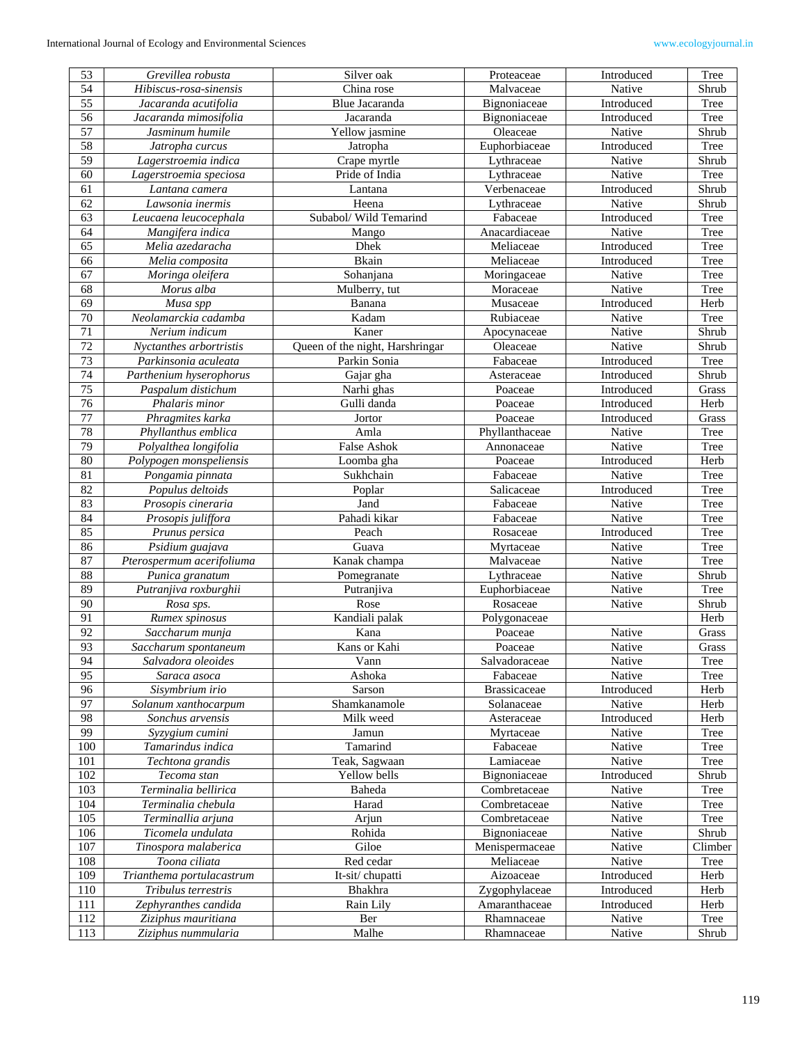| 53 | *Grevillea robusta* | Silver oak | Proteaceae | Introduced | Tree |
|---|---|---|---|---|---|
| 54 | *Hibiscus-rosa-sinensis* | China rose | Malvaceae | Native | Shrub |
| 55 | *Jacaranda acutifolia* | Blue Jacaranda | Bignoniaceae | Introduced | Tree |
| 56 | *Jacaranda mimosifolia* | Jacaranda | Bignoniaceae | Introduced | Tree |
| 57 | *Jasminum humile* | Yellow jasmine | Oleaceae | Native | Shrub |
| 58 | *Jatropha curcus* | Jatropha | Euphorbiaceae | Introduced | Tree |
| 59 | *Lagerstroemia indica* | Crape myrtle | Lythraceae | Native | Shrub |
| 60 | *Lagerstroemia speciosa* | Pride of India | Lythraceae | Native | Tree |
| 61 | *Lantana camera* | Lantana | Verbenaceae | Introduced | Shrub |
| 62 | *Lawsonia inermis* | Heena | Lythraceae | Native | Shrub |
| 63 | *Leucaena leucocephala* | Subabol/ Wild Temarind | Fabaceae | Introduced | Tree |
| 64 | *Mangifera indica* | Mango | Anacardiaceae | Native | Tree |
| 65 | *Melia azedaracha* | Dhek | Meliaceae | Introduced | Tree |
| 66 | *Melia composita* | Bkain | Meliaceae | Introduced | Tree |
| 67 | *Moringa oleifera* | Sohanjana | Moringaceae | Native | Tree |
| 68 | *Morus alba* | Mulberry, tut | Moraceae | Native | Tree |
| 69 | *Musa spp* | Banana | Musaceae | Introduced | Herb |
| 70 | *Neolamarckia cadamba* | Kadam | Rubiaceae | Native | Tree |
| 71 | *Nerium indicum* | Kaner | Apocynaceae | Native | Shrub |
| 72 | *Nyctanthes arbortristis* | Queen of the night, Harshringar | Oleaceae | Native | Shrub |
| 73 | *Parkinsonia aculeata* | Parkin Sonia | Fabaceae | Introduced | Tree |
| 74 | *Parthenium hyserophorus* | Gajar gha | Asteraceae | Introduced | Shrub |
| 75 | *Paspalum distichum* | Narhi ghas | Poaceae | Introduced | Grass |
| 76 | *Phalaris minor* | Gulli danda | Poaceae | Introduced | Herb |
| 77 | *Phragmites karka* | Jortor | Poaceae | Introduced | Grass |
| 78 | *Phyllanthus emblica* | Amla | Phyllanthaceae | Native | Tree |
| 79 | *Polyalthea longifolia* | False Ashok | Annonaceae | Native | Tree |
| 80 | *Polypogen monspeliensis* | Loomba gha | Poaceae | Introduced | Herb |
| 81 | *Pongamia pinnata* | Sukhchain | Fabaceae | Native | Tree |
| 82 | *Populus deltoids* | Poplar | Salicaceae | Introduced | Tree |
| 83 | *Prosopis cineraria* | Jand | Fabaceae | Native | Tree |
| 84 | *Prosopis juliffora* | Pahadi kikar | Fabaceae | Native | Tree |
| 85 | *Prunus persica* | Peach | Rosaceae | Introduced | Tree |
| 86 | *Psidium guajava* | Guava | Myrtaceae | Native | Tree |
| 87 | *Pterospermum acerifoliuma* | Kanak champa | Malvaceae | Native | Tree |
| 88 | *Punica granatum* | Pomegranate | Lythraceae | Native | Shrub |
| 89 | *Putranjiva roxburghii* | Putranjiva | Euphorbiaceae | Native | Tree |
| 90 | *Rosa sps.* | Rose | Rosaceae | Native | Shrub |
| 91 | *Rumex spinosus* | Kandiali palak | Polygonaceae | | Herb |
| 92 | *Saccharum munja* | Kana | Poaceae | Native | Grass |
| 93 | *Saccharum spontaneum* | Kans or Kahi | Poaceae | Native | Grass |
| 94 | *Salvadora oleoides* | Vann | Salvadoraceae | Native | Tree |
| 95 | *Saraca asoca* | Ashoka | Fabaceae | Native | Tree |
| 96 | *Sisymbrium irio* | Sarson | Brassicaceae | Introduced | Herb |
| 97 | *Solanum xanthocarpum* | Shamkanamole | Solanaceae | Native | Herb |
| 98 | *Sonchus arvensis* | Milk weed | Asteraceae | Introduced | Herb |
| 99 | *Syzygium cumini* | Jamun | Myrtaceae | Native | Tree |
| 100 | *Tamarindus indica* | Tamarind | Fabaceae | Native | Tree |
| 101 | *Techtona grandis* | Teak, Sagwaan | Lamiaceae | Native | Tree |
| 102 | *Tecoma stan* | Yellow bells | Bignoniaceae | Introduced | Shrub |
| 103 | *Terminalia bellirica* | Baheda | Combretaceae | Native | Tree |
| 104 | *Terminalia chebula* | Harad | Combretaceae | Native | Tree |
| 105 | *Terminallia arjuna* | Arjun | Combretaceae | Native | Tree |
| 106 | *Ticomela undulata* | Rohida | Bignoniaceae | Native | Shrub |
| 107 | *Tinospora malaberica* | Giloe | Menispermaceae | Native | Climber |
| 108 | *Toona ciliata* | Red cedar | Meliaceae | Native | Tree |
| 109 | *Trianthema portulacastrum* | It-sit/ chupatti | Aizoaceae | Introduced | Herb |
| 110 | *Tribulus terrestris* | Bhakhra | Zygophylaceae | Introduced | Herb |
| 111 | *Zephyranthes candida* | Rain Lily | Amaranthaceae | Introduced | Herb |
| 112 | *Ziziphus mauritiana* | Ber | Rhamnaceae | Native | Tree |
| 113 | *Ziziphus nummularia* | Malhe | Rhamnaceae | Native | Shrub |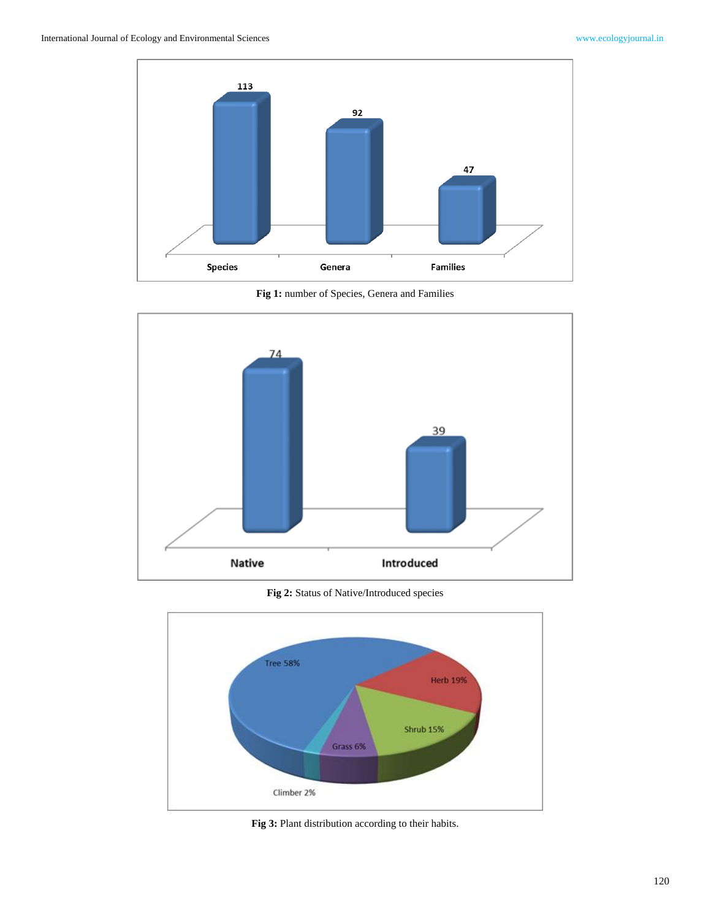**Fig 1:** number of Species, Genera and Families

**Fig 2:** Status of Native/Introduced species

**Fig 3:** Plant distribution according to their habits.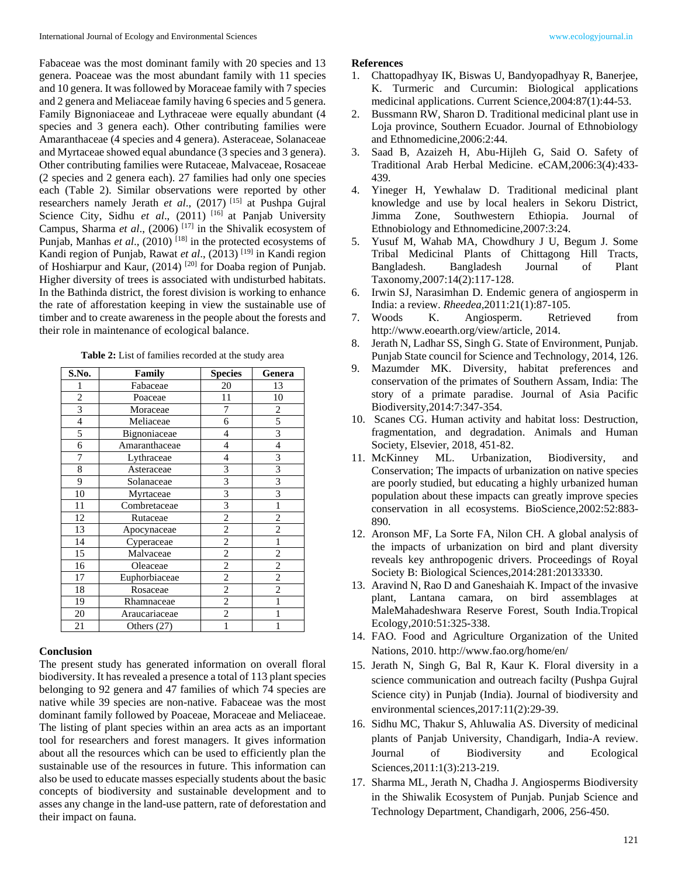Fabaceae was the most dominant family with 20 species and 13 genera. Poaceae was the most abundant family with 11 species and 10 genera. It was followed by Moraceae family with 7 species and 2 genera and Meliaceae family having 6 species and 5 genera. Family Bignoniaceae and Lythraceae were equally abundant (4 species and 3 genera each). Other contributing families were Amaranthaceae (4 species and 4 genera). Asteraceae, Solanaceae and Myrtaceae showed equal abundance (3 species and 3 genera). Other contributing families were Rutaceae, Malvaceae, Rosaceae (2 species and 2 genera each). 27 families had only one species each (Table 2). Similar observations were reported by other researchers namely Jerath *et al*., (2017) [15] at Pushpa Gujral Science City, Sidhu *et al*., (2011) [16] at Panjab University Campus, Sharma *et al*., (2006) [17] in the Shivalik ecosystem of Punjab, Manhas *et al*., (2010) [18] in the protected ecosystems of Kandi region of Punjab, Rawat *et al*., (2013) [19] in Kandi region of Hoshiarpur and Kaur, (2014) [20] for Doaba region of Punjab. Higher diversity of trees is associated with undisturbed habitats. In the Bathinda district, the forest division is working to enhance the rate of afforestation keeping in view the sustainable use of timber and to create awareness in the people about the forests and their role in maintenance of ecological balance.

**Table 2:** List of families recorded at the study area

| S.No. | Family | Species | Genera |
|---|---|---|---|
| 1 | Fabaceae | 20 | 13 |
| 2 | Poaceae | 11 | 10 |
| 3 | Moraceae | 7 | 2 |
| 4 | Meliaceae | 6 | 5 |
| 5 | Bignoniaceae | 4 | 3 |
| 6 | Amaranthaceae | 4 | 4 |
| 7 | Lythraceae | 4 | 3 |
| 8 | Asteraceae | 3 | 3 |
| 9 | Solanaceae | 3 | 3 |
| 10 | Myrtaceae | 3 | 3 |
| 11 | Combretaceae | 3 | 1 |
| 12 | Rutaceae | 2 | 2 |
| 13 | Apocynaceae | 2 | 2 |
| 14 | Cyperaceae | 2 | 1 |
| 15 | Malvaceae | 2 | 2 |
| 16 | Oleaceae | 2 | 2 |
| 17 | Euphorbiaceae | 2 | 2 |
| 18 | Rosaceae | 2 | 2 |
| 19 | Rhamnaceae | 2 | 1 |
| 20 | Araucariaceae | 2 | 1 |
| 21 | Others (27) | 1 | 1 |

## Conclusion

The present study has generated information on overall floral biodiversity. It has revealed a presence a total of 113 plant species belonging to 92 genera and 47 families of which 74 species are native while 39 species are non-native. Fabaceae was the most dominant family followed by Poaceae, Moraceae and Meliaceae. The listing of plant species within an area acts as an important tool for researchers and forest managers. It gives information about all the resources which can be used to efficiently plan the sustainable use of the resources in future. This information can also be used to educate masses especially students about the basic concepts of biodiversity and sustainable development and to asses any change in the land-use pattern, rate of deforestation and their impact on fauna.

## References

1. Chattopadhyay IK, Biswas U, Bandyopadhyay R, Banerjee, K. Turmeric and Curcumin: Biological applications medicinal applications. Current Science,2004:87(1):44-53.
2. Bussmann RW, Sharon D. Traditional medicinal plant use in Loja province, Southern Ecuador. Journal of Ethnobiology and Ethnomedicine,2006:2:44.
3. Saad B, Azaizeh H, Abu-Hijleh G, Said O. Safety of Traditional Arab Herbal Medicine. eCAM,2006:3(4):433-439.
4. Yineger H, Yewhalaw D. Traditional medicinal plant knowledge and use by local healers in Sekoru District, Jimma Zone, Southwestern Ethiopia. Journal of Ethnobiology and Ethnomedicine,2007:3:24.
5. Yusuf M, Wahab MA, Chowdhury J U, Begum J. Some Tribal Medicinal Plants of Chittagong Hill Tracts, Bangladesh. Bangladesh Journal of Plant Taxonomy,2007:14(2):117-128.
6. Irwin SJ, Narasimhan D. Endemic genera of angiosperm in India: a review. *Rheedea*,2011:21(1):87-105.
7. Woods K. Angiosperm. Retrieved from http://www.eoearth.org/view/article, 2014.
8. Jerath N, Ladhar SS, Singh G. State of Environment, Punjab. Punjab State council for Science and Technology, 2014, 126.
9. Mazumder MK. Diversity, habitat preferences and conservation of the primates of Southern Assam, India: The story of a primate paradise. Journal of Asia Pacific Biodiversity,2014:7:347-354.
10. Scanes CG. Human activity and habitat loss: Destruction, fragmentation, and degradation. Animals and Human Society, Elsevier, 2018, 451-82.
11. McKinney ML. Urbanization, Biodiversity, and Conservation; The impacts of urbanization on native species are poorly studied, but educating a highly urbanized human population about these impacts can greatly improve species conservation in all ecosystems. BioScience,2002:52:883-890.
12. Aronson MF, La Sorte FA, Nilon CH. A global analysis of the impacts of urbanization on bird and plant diversity reveals key anthropogenic drivers. Proceedings of Royal Society B: Biological Sciences,2014:281:20133330.
13. Aravind N, Rao D and Ganeshaiah K. Impact of the invasive plant, Lantana camara, on bird assemblages at MaleMahadeshwara Reserve Forest, South India.Tropical Ecology,2010:51:325-338.
14. FAO. Food and Agriculture Organization of the United Nations, 2010. http://www.fao.org/home/en/
15. Jerath N, Singh G, Bal R, Kaur K. Floral diversity in a science communication and outreach facilty (Pushpa Gujral Science city) in Punjab (India). Journal of biodiversity and environmental sciences,2017:11(2):29-39.
16. Sidhu MC, Thakur S, Ahluwalia AS. Diversity of medicinal plants of Panjab University, Chandigarh, India-A review. Journal of Biodiversity and Ecological Sciences,2011:1(3):213-219.
17. Sharma ML, Jerath N, Chadha J. Angiosperms Biodiversity in the Shiwalik Ecosystem of Punjab. Punjab Science and Technology Department, Chandigarh, 2006, 256-450.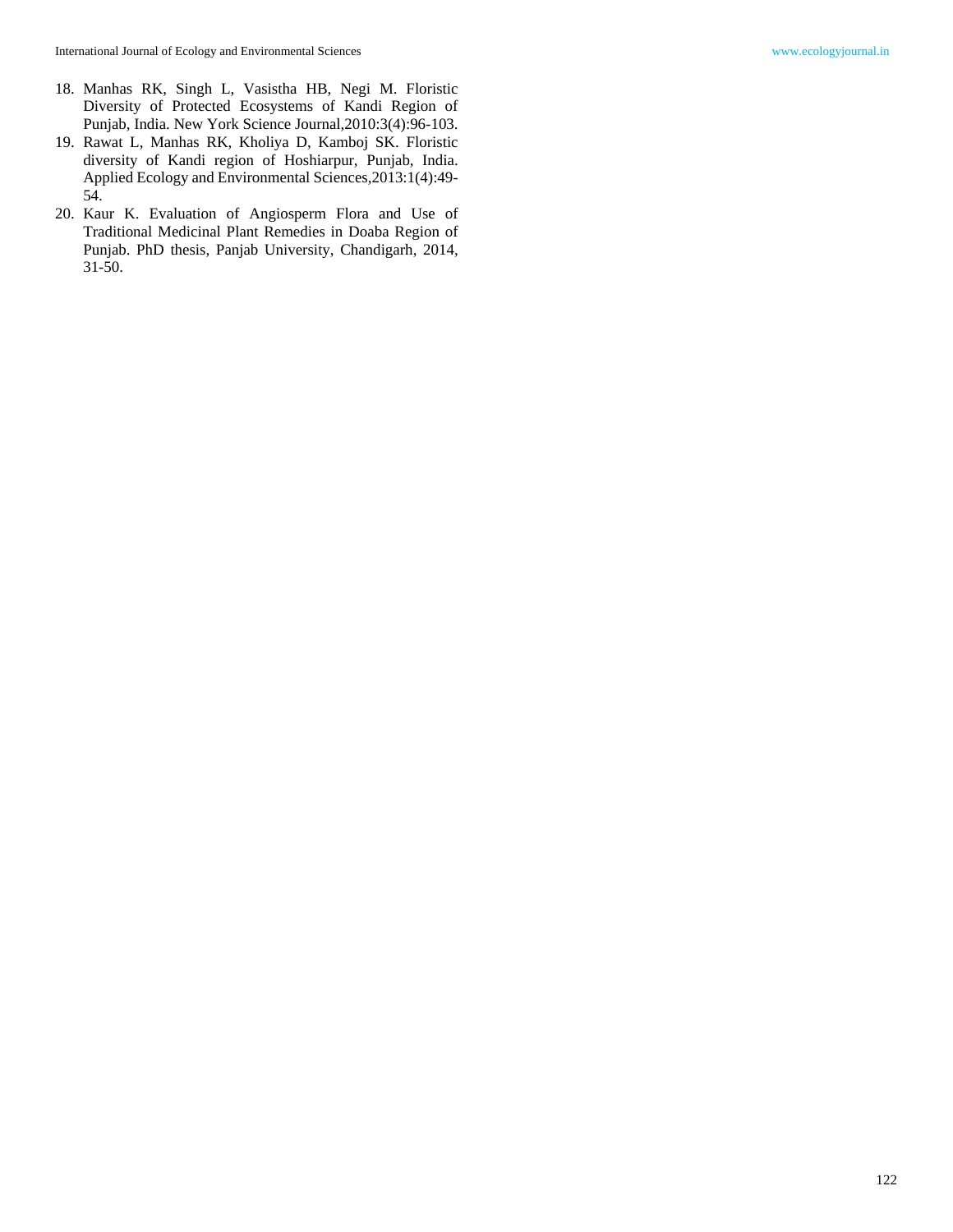18. Manhas RK, Singh L, Vasistha HB, Negi M. Floristic Diversity of Protected Ecosystems of Kandi Region of Punjab, India. New York Science Journal,2010:3(4):96-103.
19. Rawat L, Manhas RK, Kholiya D, Kamboj SK. Floristic diversity of Kandi region of Hoshiarpur, Punjab, India. Applied Ecology and Environmental Sciences,2013:1(4):49-54.
20. Kaur K. Evaluation of Angiosperm Flora and Use of Traditional Medicinal Plant Remedies in Doaba Region of Punjab. PhD thesis, Panjab University, Chandigarh, 2014, 31-50.